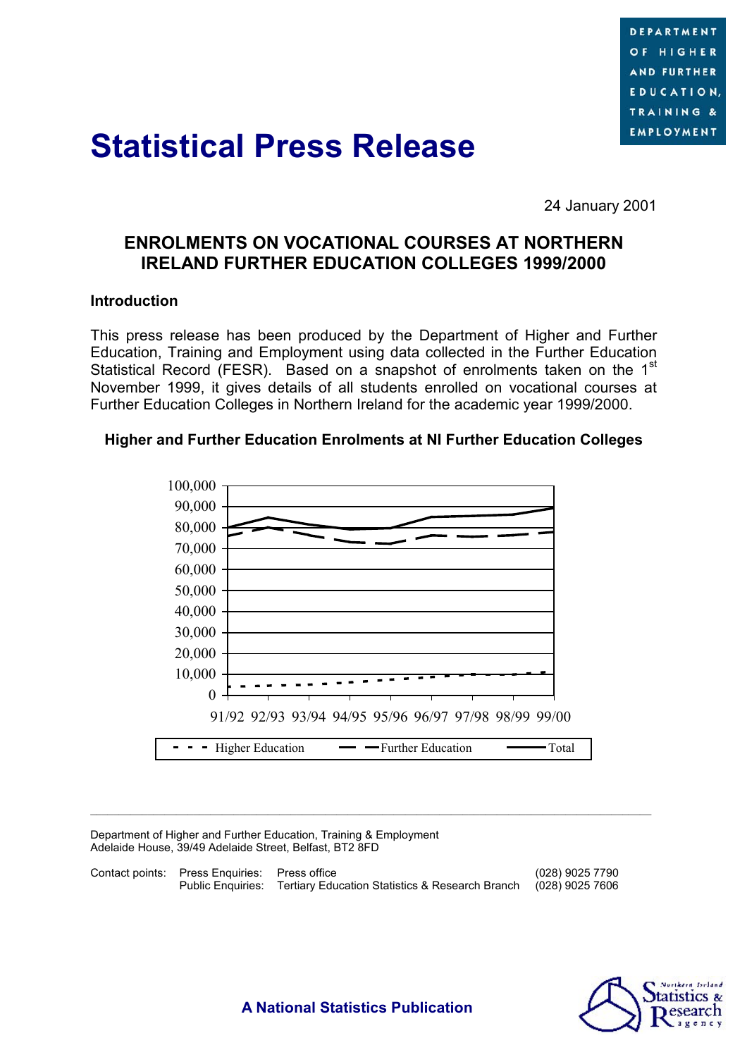DEPARTMENT OF HIGHER AND FURTHER EDUCATION, TRAINING & EMPLOYMENT

# Statistical Press Release

24 January 2001

## ENROLMENTS ON VOCATIONAL COURSES AT NORTHERN IRELAND FURTHER EDUCATION COLLEGES 1999/2000

### Introduction

This press release has been produced by the Department of Higher and Further Education, Training and Employment using data collected in the Further Education Statistical Record (FESR). Based on a snapshot of enrolments taken on the 1st November 1999, it gives details of all students enrolled on vocational courses at Further Education Colleges in Northern Ireland for the academic year 1999/2000.

**Higher and Further Education Enrolments at NI Further Education Colleges**

Higher Education / Further Education / Total

Department of Higher and Further Education, Training & Employment
Adelaide House, 39/49 Adelaide Street, Belfast, BT2 8FD

| Contact points: | | | |
|---|---|---|---|
| | Press Enquiries: | Press office | (028) 9025 7790 |
| | Public Enquiries: | Tertiary Education Statistics & Research Branch | (028) 9025 7606 |

**A National Statistics Publication**

Northern Ireland Statistics & Research Agency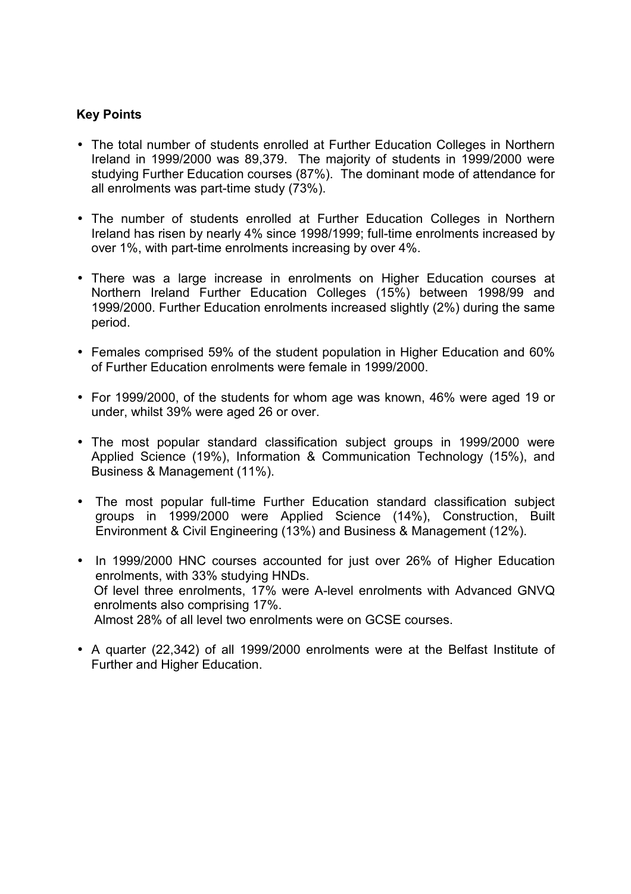**Key Points**

- The total number of students enrolled at Further Education Colleges in Northern Ireland in 1999/2000 was 89,379. The majority of students in 1999/2000 were studying Further Education courses (87%). The dominant mode of attendance for all enrolments was part-time study (73%).

- The number of students enrolled at Further Education Colleges in Northern Ireland has risen by nearly 4% since 1998/1999; full-time enrolments increased by over 1%, with part-time enrolments increasing by over 4%.

- There was a large increase in enrolments on Higher Education courses at Northern Ireland Further Education Colleges (15%) between 1998/99 and 1999/2000. Further Education enrolments increased slightly (2%) during the same period.

- Females comprised 59% of the student population in Higher Education and 60% of Further Education enrolments were female in 1999/2000.

- For 1999/2000, of the students for whom age was known, 46% were aged 19 or under, whilst 39% were aged 26 or over.

- The most popular standard classification subject groups in 1999/2000 were Applied Science (19%), Information & Communication Technology (15%), and Business & Management (11%).

- The most popular full-time Further Education standard classification subject groups in 1999/2000 were Applied Science (14%), Construction, Built Environment & Civil Engineering (13%) and Business & Management (12%).

- In 1999/2000 HNC courses accounted for just over 26% of Higher Education enrolments, with 33% studying HNDs.
  Of level three enrolments, 17% were A-level enrolments with Advanced GNVQ enrolments also comprising 17%.
  Almost 28% of all level two enrolments were on GCSE courses.

- A quarter (22,342) of all 1999/2000 enrolments were at the Belfast Institute of Further and Higher Education.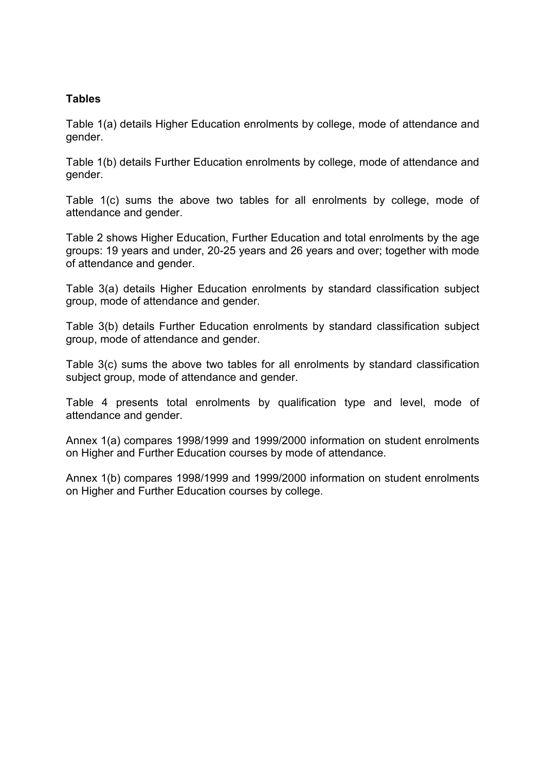**Tables**

Table 1(a) details Higher Education enrolments by college, mode of attendance and gender.

Table 1(b) details Further Education enrolments by college, mode of attendance and gender.

Table 1(c) sums the above two tables for all enrolments by college, mode of attendance and gender.

Table 2 shows Higher Education, Further Education and total enrolments by the age groups: 19 years and under, 20-25 years and 26 years and over; together with mode of attendance and gender.

Table 3(a) details Higher Education enrolments by standard classification subject group, mode of attendance and gender.

Table 3(b) details Further Education enrolments by standard classification subject group, mode of attendance and gender.

Table 3(c) sums the above two tables for all enrolments by standard classification subject group, mode of attendance and gender.

Table 4 presents total enrolments by qualification type and level, mode of attendance and gender.

Annex 1(a) compares 1998/1999 and 1999/2000 information on student enrolments on Higher and Further Education courses by mode of attendance.

Annex 1(b) compares 1998/1999 and 1999/2000 information on student enrolments on Higher and Further Education courses by college.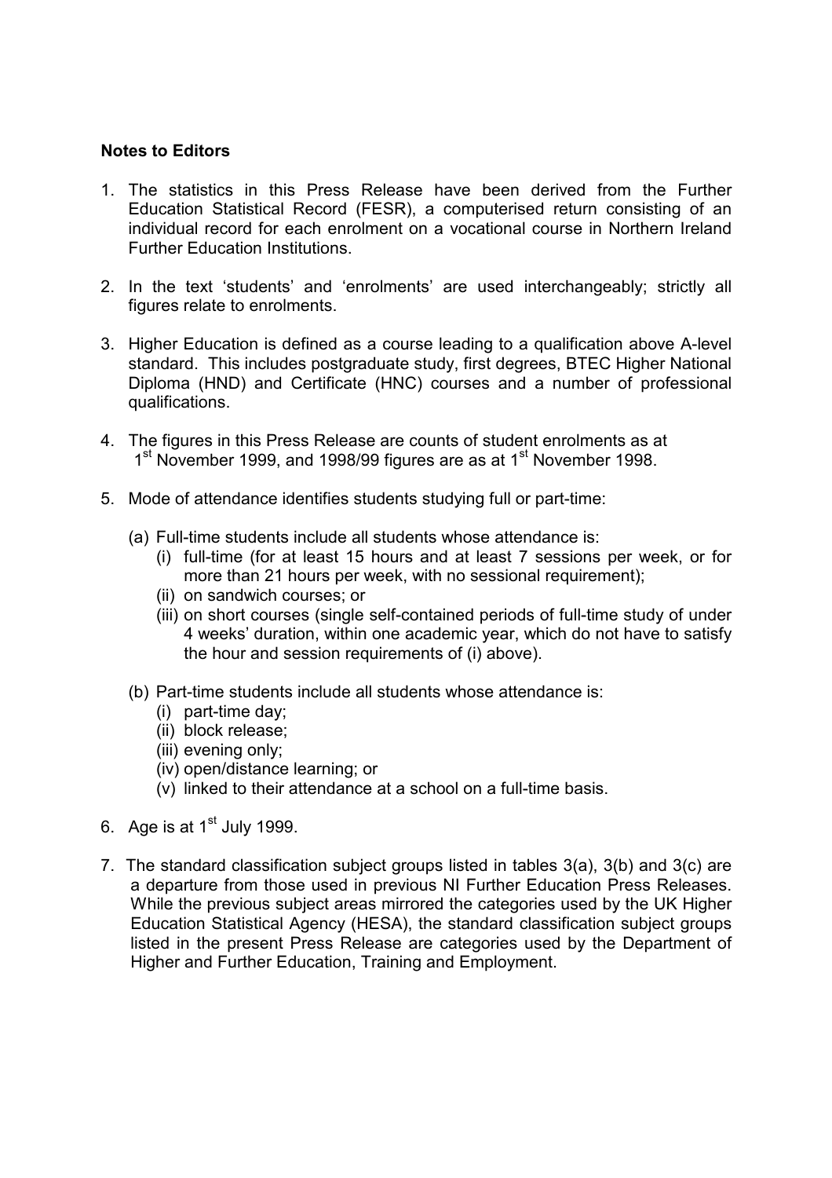**Notes to Editors**

1. The statistics in this Press Release have been derived from the Further Education Statistical Record (FESR), a computerised return consisting of an individual record for each enrolment on a vocational course in Northern Ireland Further Education Institutions.

2. In the text 'students' and 'enrolments' are used interchangeably; strictly all figures relate to enrolments.

3. Higher Education is defined as a course leading to a qualification above A-level standard. This includes postgraduate study, first degrees, BTEC Higher National Diploma (HND) and Certificate (HNC) courses and a number of professional qualifications.

4. The figures in this Press Release are counts of student enrolments as at 1st November 1999, and 1998/99 figures are as at 1st November 1998.

5. Mode of attendance identifies students studying full or part-time:

   (a) Full-time students include all students whose attendance is:
      (i) full-time (for at least 15 hours and at least 7 sessions per week, or for more than 21 hours per week, with no sessional requirement);
      (ii) on sandwich courses; or
      (iii) on short courses (single self-contained periods of full-time study of under 4 weeks' duration, within one academic year, which do not have to satisfy the hour and session requirements of (i) above).

   (b) Part-time students include all students whose attendance is:
      (i) part-time day;
      (ii) block release;
      (iii) evening only;
      (iv) open/distance learning; or
      (v) linked to their attendance at a school on a full-time basis.

6. Age is at 1st July 1999.

7. The standard classification subject groups listed in tables 3(a), 3(b) and 3(c) are a departure from those used in previous NI Further Education Press Releases. While the previous subject areas mirrored the categories used by the UK Higher Education Statistical Agency (HESA), the standard classification subject groups listed in the present Press Release are categories used by the Department of Higher and Further Education, Training and Employment.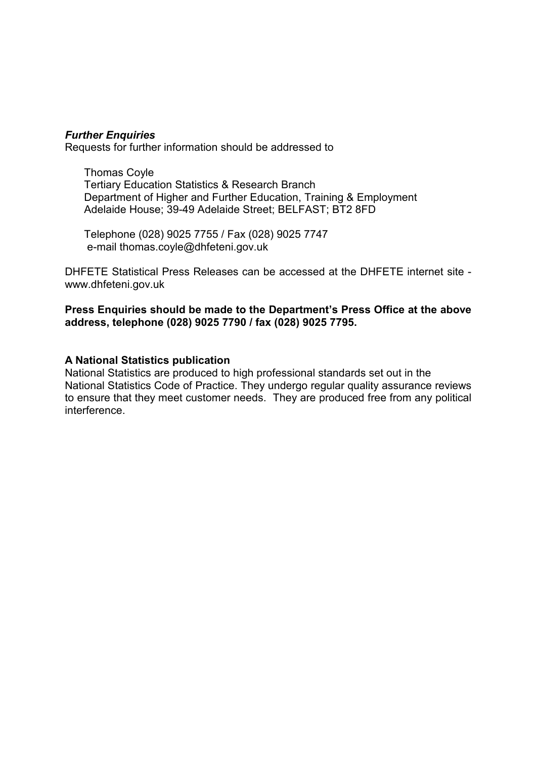***Further Enquiries***

Requests for further information should be addressed to

> Thomas Coyle
> Tertiary Education Statistics & Research Branch
> Department of Higher and Further Education, Training & Employment
> Adelaide House; 39-49 Adelaide Street; BELFAST; BT2 8FD
>
> Telephone (028) 9025 7755 / Fax (028) 9025 7747
> e-mail thomas.coyle@dhfeteni.gov.uk

DHFETE Statistical Press Releases can be accessed at the DHFETE internet site - www.dhfeteni.gov.uk

**Press Enquiries should be made to the Department's Press Office at the above address, telephone (028) 9025 7790 / fax (028) 9025 7795.**

**A National Statistics publication**

National Statistics are produced to high professional standards set out in the National Statistics Code of Practice. They undergo regular quality assurance reviews to ensure that they meet customer needs. They are produced free from any political interference.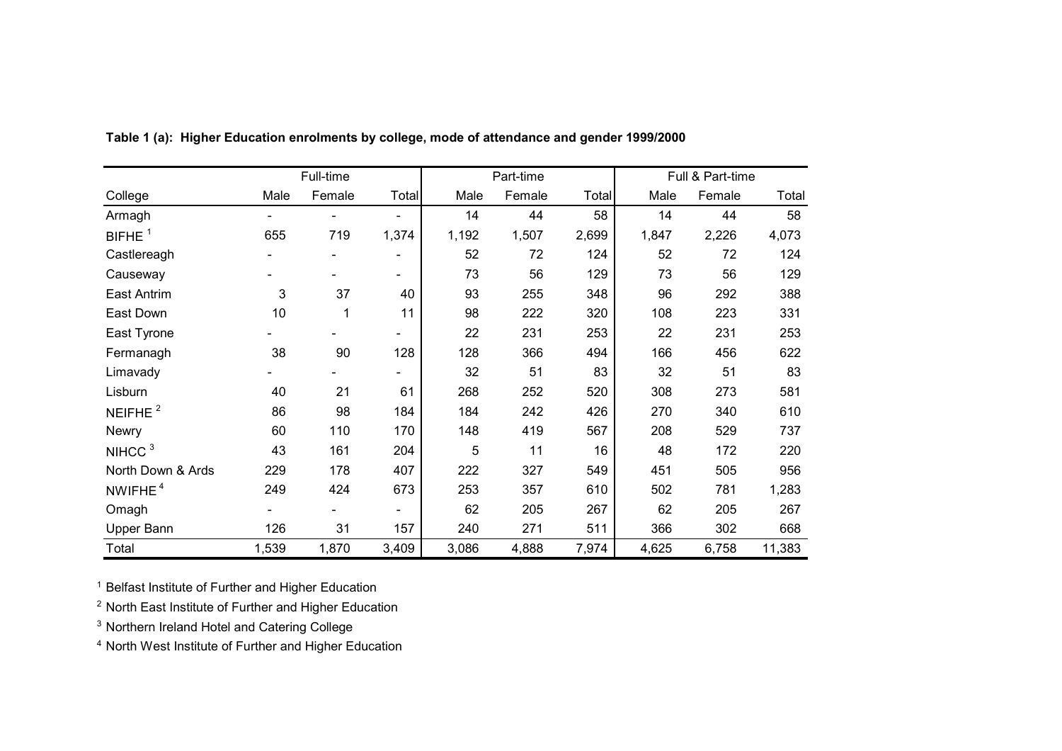**Table 1 (a): Higher Education enrolments by college, mode of attendance and gender 1999/2000**

| | Full-time | | | Part-time | | | Full & Part-time | | |
|---|---|---|---|---|---|---|---|---|---|
| College | Male | Female | Total | Male | Female | Total | Male | Female | Total |
| Armagh | - | - | - | 14 | 44 | 58 | 14 | 44 | 58 |
| BIFHE [1] | 655 | 719 | 1,374 | 1,192 | 1,507 | 2,699 | 1,847 | 2,226 | 4,073 |
| Castlereagh | - | - | - | 52 | 72 | 124 | 52 | 72 | 124 |
| Causeway | - | - | - | 73 | 56 | 129 | 73 | 56 | 129 |
| East Antrim | 3 | 37 | 40 | 93 | 255 | 348 | 96 | 292 | 388 |
| East Down | 10 | 1 | 11 | 98 | 222 | 320 | 108 | 223 | 331 |
| East Tyrone | - | - | - | 22 | 231 | 253 | 22 | 231 | 253 |
| Fermanagh | 38 | 90 | 128 | 128 | 366 | 494 | 166 | 456 | 622 |
| Limavady | - | - | - | 32 | 51 | 83 | 32 | 51 | 83 |
| Lisburn | 40 | 21 | 61 | 268 | 252 | 520 | 308 | 273 | 581 |
| NEIFHE [2] | 86 | 98 | 184 | 184 | 242 | 426 | 270 | 340 | 610 |
| Newry | 60 | 110 | 170 | 148 | 419 | 567 | 208 | 529 | 737 |
| NIHCC [3] | 43 | 161 | 204 | 5 | 11 | 16 | 48 | 172 | 220 |
| North Down & Ards | 229 | 178 | 407 | 222 | 327 | 549 | 451 | 505 | 956 |
| NWIFHE [4] | 249 | 424 | 673 | 253 | 357 | 610 | 502 | 781 | 1,283 |
| Omagh | - | - | - | 62 | 205 | 267 | 62 | 205 | 267 |
| Upper Bann | 126 | 31 | 157 | 240 | 271 | 511 | 366 | 302 | 668 |
| Total | 1,539 | 1,870 | 3,409 | 3,086 | 4,888 | 7,974 | 4,625 | 6,758 | 11,383 |

[1] Belfast Institute of Further and Higher Education

[2] North East Institute of Further and Higher Education

[3] Northern Ireland Hotel and Catering College

[4] North West Institute of Further and Higher Education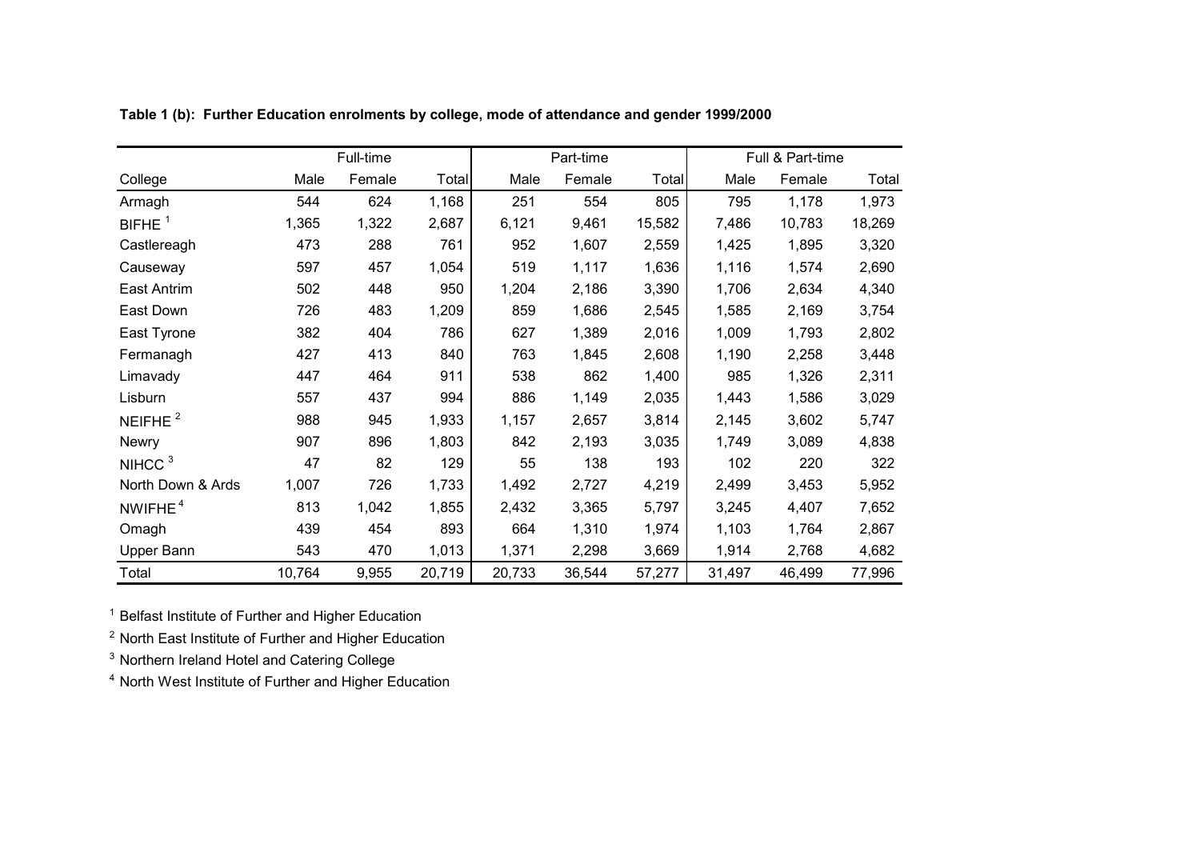**Table 1 (b): Further Education enrolments by college, mode of attendance and gender 1999/2000**

| | Full-time | | | Part-time | | | Full & Part-time | | |
|---|---|---|---|---|---|---|---|---|---|
| College | Male | Female | Total | Male | Female | Total | Male | Female | Total |
| Armagh | 544 | 624 | 1,168 | 251 | 554 | 805 | 795 | 1,178 | 1,973 |
| BIFHE [1] | 1,365 | 1,322 | 2,687 | 6,121 | 9,461 | 15,582 | 7,486 | 10,783 | 18,269 |
| Castlereagh | 473 | 288 | 761 | 952 | 1,607 | 2,559 | 1,425 | 1,895 | 3,320 |
| Causeway | 597 | 457 | 1,054 | 519 | 1,117 | 1,636 | 1,116 | 1,574 | 2,690 |
| East Antrim | 502 | 448 | 950 | 1,204 | 2,186 | 3,390 | 1,706 | 2,634 | 4,340 |
| East Down | 726 | 483 | 1,209 | 859 | 1,686 | 2,545 | 1,585 | 2,169 | 3,754 |
| East Tyrone | 382 | 404 | 786 | 627 | 1,389 | 2,016 | 1,009 | 1,793 | 2,802 |
| Fermanagh | 427 | 413 | 840 | 763 | 1,845 | 2,608 | 1,190 | 2,258 | 3,448 |
| Limavady | 447 | 464 | 911 | 538 | 862 | 1,400 | 985 | 1,326 | 2,311 |
| Lisburn | 557 | 437 | 994 | 886 | 1,149 | 2,035 | 1,443 | 1,586 | 3,029 |
| NEIFHE [2] | 988 | 945 | 1,933 | 1,157 | 2,657 | 3,814 | 2,145 | 3,602 | 5,747 |
| Newry | 907 | 896 | 1,803 | 842 | 2,193 | 3,035 | 1,749 | 3,089 | 4,838 |
| NIHCC [3] | 47 | 82 | 129 | 55 | 138 | 193 | 102 | 220 | 322 |
| North Down & Ards | 1,007 | 726 | 1,733 | 1,492 | 2,727 | 4,219 | 2,499 | 3,453 | 5,952 |
| NWIFHE [4] | 813 | 1,042 | 1,855 | 2,432 | 3,365 | 5,797 | 3,245 | 4,407 | 7,652 |
| Omagh | 439 | 454 | 893 | 664 | 1,310 | 1,974 | 1,103 | 1,764 | 2,867 |
| Upper Bann | 543 | 470 | 1,013 | 1,371 | 2,298 | 3,669 | 1,914 | 2,768 | 4,682 |
| Total | 10,764 | 9,955 | 20,719 | 20,733 | 36,544 | 57,277 | 31,497 | 46,499 | 77,996 |

[1] Belfast Institute of Further and Higher Education

[2] North East Institute of Further and Higher Education

[3] Northern Ireland Hotel and Catering College

[4] North West Institute of Further and Higher Education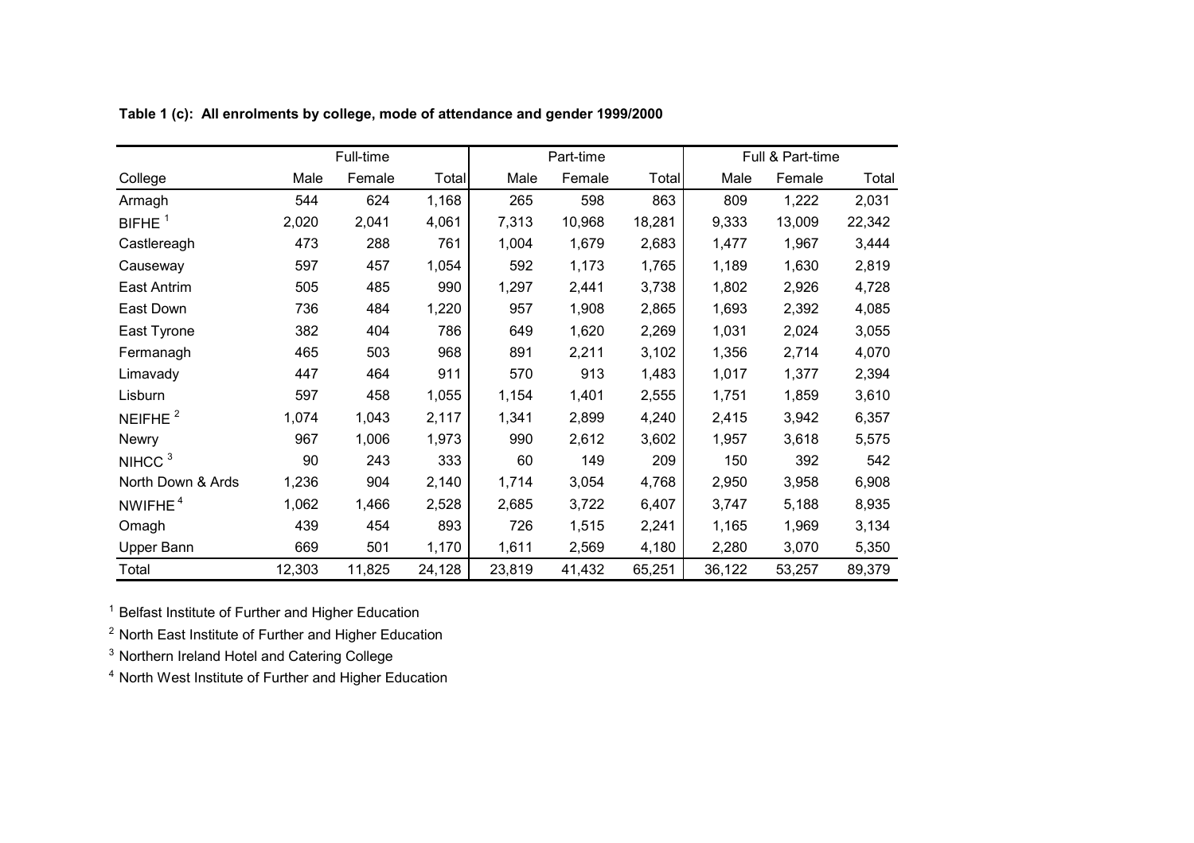**Table 1 (c): All enrolments by college, mode of attendance and gender 1999/2000**

| | Full-time | | | Part-time | | | Full & Part-time | | |
|---|---|---|---|---|---|---|---|---|---|
| College | Male | Female | Total | Male | Female | Total | Male | Female | Total |
| Armagh | 544 | 624 | 1,168 | 265 | 598 | 863 | 809 | 1,222 | 2,031 |
| BIFHE [1] | 2,020 | 2,041 | 4,061 | 7,313 | 10,968 | 18,281 | 9,333 | 13,009 | 22,342 |
| Castlereagh | 473 | 288 | 761 | 1,004 | 1,679 | 2,683 | 1,477 | 1,967 | 3,444 |
| Causeway | 597 | 457 | 1,054 | 592 | 1,173 | 1,765 | 1,189 | 1,630 | 2,819 |
| East Antrim | 505 | 485 | 990 | 1,297 | 2,441 | 3,738 | 1,802 | 2,926 | 4,728 |
| East Down | 736 | 484 | 1,220 | 957 | 1,908 | 2,865 | 1,693 | 2,392 | 4,085 |
| East Tyrone | 382 | 404 | 786 | 649 | 1,620 | 2,269 | 1,031 | 2,024 | 3,055 |
| Fermanagh | 465 | 503 | 968 | 891 | 2,211 | 3,102 | 1,356 | 2,714 | 4,070 |
| Limavady | 447 | 464 | 911 | 570 | 913 | 1,483 | 1,017 | 1,377 | 2,394 |
| Lisburn | 597 | 458 | 1,055 | 1,154 | 1,401 | 2,555 | 1,751 | 1,859 | 3,610 |
| NEIFHE [2] | 1,074 | 1,043 | 2,117 | 1,341 | 2,899 | 4,240 | 2,415 | 3,942 | 6,357 |
| Newry | 967 | 1,006 | 1,973 | 990 | 2,612 | 3,602 | 1,957 | 3,618 | 5,575 |
| NIHCC [3] | 90 | 243 | 333 | 60 | 149 | 209 | 150 | 392 | 542 |
| North Down & Ards | 1,236 | 904 | 2,140 | 1,714 | 3,054 | 4,768 | 2,950 | 3,958 | 6,908 |
| NWIFHE [4] | 1,062 | 1,466 | 2,528 | 2,685 | 3,722 | 6,407 | 3,747 | 5,188 | 8,935 |
| Omagh | 439 | 454 | 893 | 726 | 1,515 | 2,241 | 1,165 | 1,969 | 3,134 |
| Upper Bann | 669 | 501 | 1,170 | 1,611 | 2,569 | 4,180 | 2,280 | 3,070 | 5,350 |
| Total | 12,303 | 11,825 | 24,128 | 23,819 | 41,432 | 65,251 | 36,122 | 53,257 | 89,379 |

[1] Belfast Institute of Further and Higher Education

[2] North East Institute of Further and Higher Education

[3] Northern Ireland Hotel and Catering College

[4] North West Institute of Further and Higher Education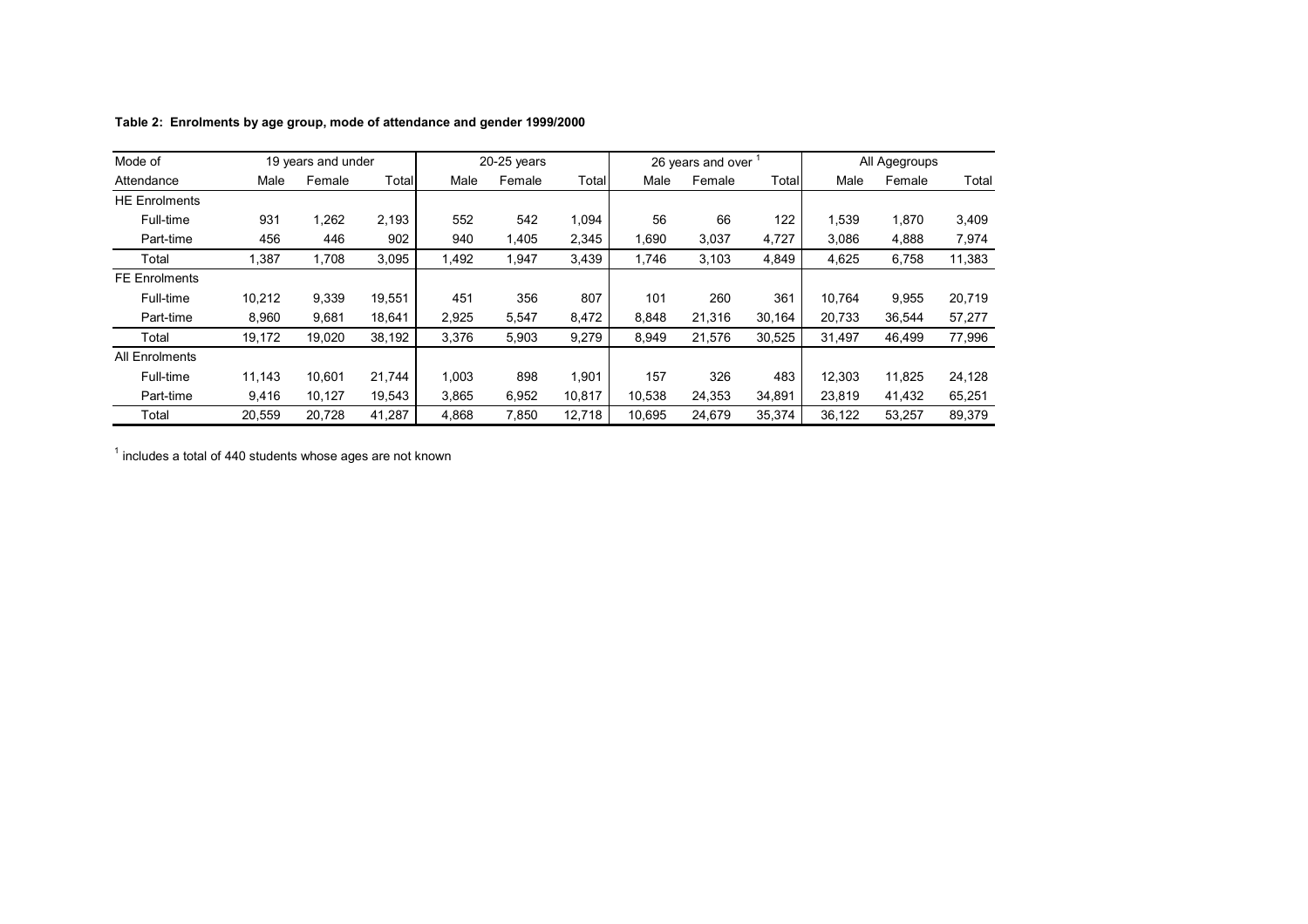**Table 2: Enrolments by age group, mode of attendance and gender 1999/2000**

| Mode of | 19 years and under | | | 20-25 years | | | 26 years and over [1] | | | All Agegroups | | |
|---|---|---|---|---|---|---|---|---|---|---|---|---|
| Attendance | Male | Female | Total | Male | Female | Total | Male | Female | Total | Male | Female | Total |
| HE Enrolments | | | | | | | | | | | | |
| Full-time | 931 | 1,262 | 2,193 | 552 | 542 | 1,094 | 56 | 66 | 122 | 1,539 | 1,870 | 3,409 |
| Part-time | 456 | 446 | 902 | 940 | 1,405 | 2,345 | 1,690 | 3,037 | 4,727 | 3,086 | 4,888 | 7,974 |
| Total | 1,387 | 1,708 | 3,095 | 1,492 | 1,947 | 3,439 | 1,746 | 3,103 | 4,849 | 4,625 | 6,758 | 11,383 |
| FE Enrolments | | | | | | | | | | | | |
| Full-time | 10,212 | 9,339 | 19,551 | 451 | 356 | 807 | 101 | 260 | 361 | 10,764 | 9,955 | 20,719 |
| Part-time | 8,960 | 9,681 | 18,641 | 2,925 | 5,547 | 8,472 | 8,848 | 21,316 | 30,164 | 20,733 | 36,544 | 57,277 |
| Total | 19,172 | 19,020 | 38,192 | 3,376 | 5,903 | 9,279 | 8,949 | 21,576 | 30,525 | 31,497 | 46,499 | 77,996 |
| All Enrolments | | | | | | | | | | | | |
| Full-time | 11,143 | 10,601 | 21,744 | 1,003 | 898 | 1,901 | 157 | 326 | 483 | 12,303 | 11,825 | 24,128 |
| Part-time | 9,416 | 10,127 | 19,543 | 3,865 | 6,952 | 10,817 | 10,538 | 24,353 | 34,891 | 23,819 | 41,432 | 65,251 |
| Total | 20,559 | 20,728 | 41,287 | 4,868 | 7,850 | 12,718 | 10,695 | 24,679 | 35,374 | 36,122 | 53,257 | 89,379 |

[1] includes a total of 440 students whose ages are not known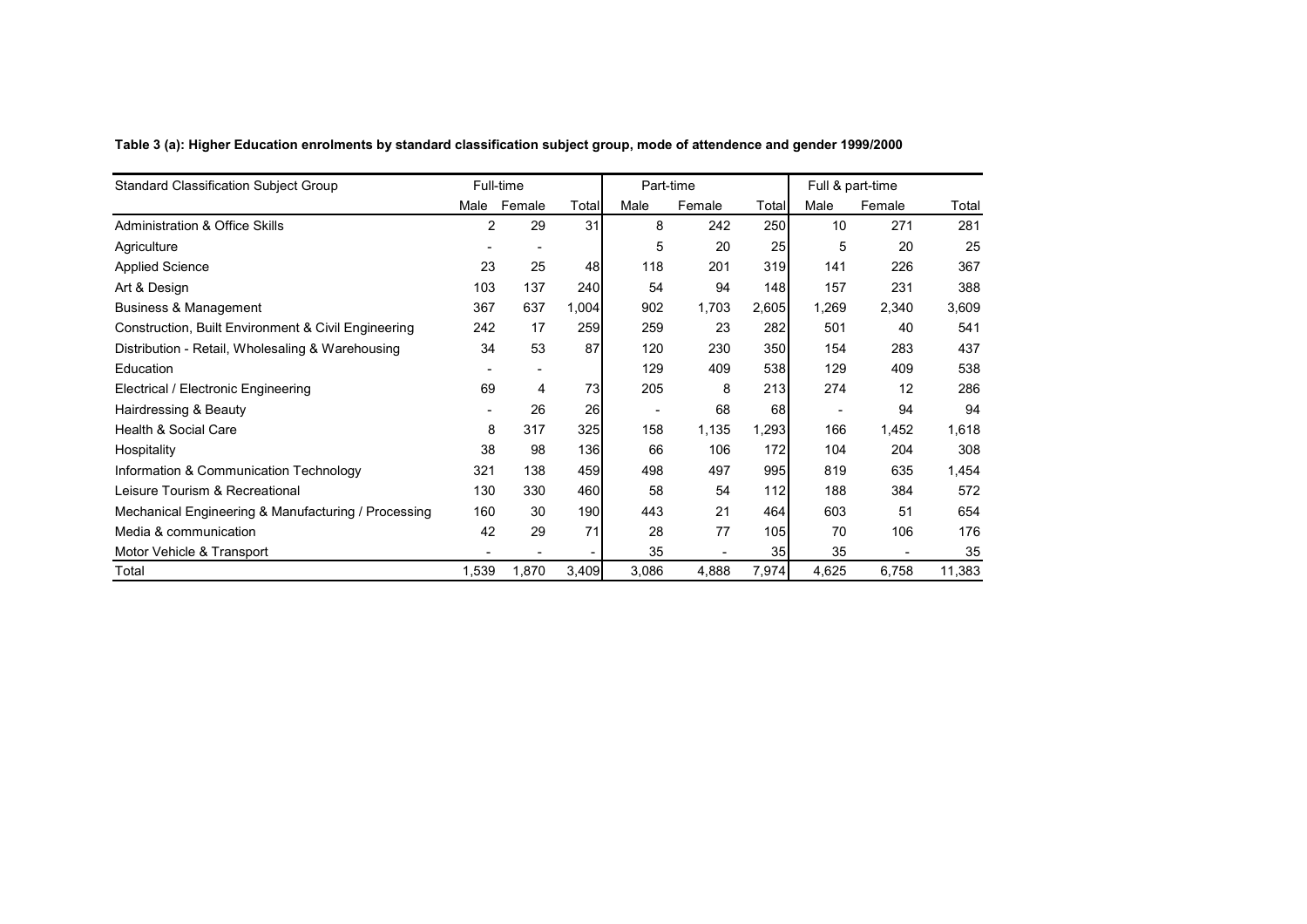**Table 3 (a): Higher Education enrolments by standard classification subject group, mode of attendence and gender 1999/2000**

| Standard Classification Subject Group | Full-time | | | Part-time | | | Full & part-time | | |
|---|---|---|---|---|---|---|---|---|---|
| | Male | Female | Total | Male | Female | Total | Male | Female | Total |
| Administration & Office Skills | 2 | 29 | 31 | 8 | 242 | 250 | 10 | 271 | 281 |
| Agriculture | - | - | | 5 | 20 | 25 | 5 | 20 | 25 |
| Applied Science | 23 | 25 | 48 | 118 | 201 | 319 | 141 | 226 | 367 |
| Art & Design | 103 | 137 | 240 | 54 | 94 | 148 | 157 | 231 | 388 |
| Business & Management | 367 | 637 | 1,004 | 902 | 1,703 | 2,605 | 1,269 | 2,340 | 3,609 |
| Construction, Built Environment & Civil Engineering | 242 | 17 | 259 | 259 | 23 | 282 | 501 | 40 | 541 |
| Distribution - Retail, Wholesaling & Warehousing | 34 | 53 | 87 | 120 | 230 | 350 | 154 | 283 | 437 |
| Education | - | - | | 129 | 409 | 538 | 129 | 409 | 538 |
| Electrical / Electronic Engineering | 69 | 4 | 73 | 205 | 8 | 213 | 274 | 12 | 286 |
| Hairdressing & Beauty | - | 26 | 26 | - | 68 | 68 | - | 94 | 94 |
| Health & Social Care | 8 | 317 | 325 | 158 | 1,135 | 1,293 | 166 | 1,452 | 1,618 |
| Hospitality | 38 | 98 | 136 | 66 | 106 | 172 | 104 | 204 | 308 |
| Information & Communication Technology | 321 | 138 | 459 | 498 | 497 | 995 | 819 | 635 | 1,454 |
| Leisure Tourism & Recreational | 130 | 330 | 460 | 58 | 54 | 112 | 188 | 384 | 572 |
| Mechanical Engineering & Manufacturing / Processing | 160 | 30 | 190 | 443 | 21 | 464 | 603 | 51 | 654 |
| Media & communication | 42 | 29 | 71 | 28 | 77 | 105 | 70 | 106 | 176 |
| Motor Vehicle & Transport | - | - | - | 35 | - | 35 | 35 | - | 35 |
| Total | 1,539 | 1,870 | 3,409 | 3,086 | 4,888 | 7,974 | 4,625 | 6,758 | 11,383 |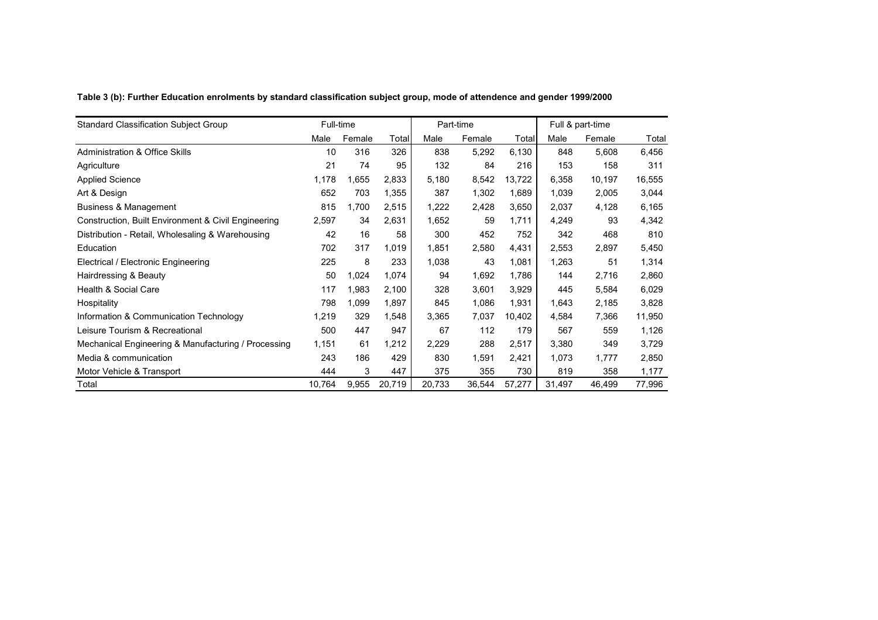**Table 3 (b): Further Education enrolments by standard classification subject group, mode of attendence and gender 1999/2000**

| Standard Classification Subject Group | Full-time | | | Part-time | | | Full & part-time | | |
|---|---|---|---|---|---|---|---|---|---|
| | Male | Female | Total | Male | Female | Total | Male | Female | Total |
| Administration & Office Skills | 10 | 316 | 326 | 838 | 5,292 | 6,130 | 848 | 5,608 | 6,456 |
| Agriculture | 21 | 74 | 95 | 132 | 84 | 216 | 153 | 158 | 311 |
| Applied Science | 1,178 | 1,655 | 2,833 | 5,180 | 8,542 | 13,722 | 6,358 | 10,197 | 16,555 |
| Art & Design | 652 | 703 | 1,355 | 387 | 1,302 | 1,689 | 1,039 | 2,005 | 3,044 |
| Business & Management | 815 | 1,700 | 2,515 | 1,222 | 2,428 | 3,650 | 2,037 | 4,128 | 6,165 |
| Construction, Built Environment & Civil Engineering | 2,597 | 34 | 2,631 | 1,652 | 59 | 1,711 | 4,249 | 93 | 4,342 |
| Distribution - Retail, Wholesaling & Warehousing | 42 | 16 | 58 | 300 | 452 | 752 | 342 | 468 | 810 |
| Education | 702 | 317 | 1,019 | 1,851 | 2,580 | 4,431 | 2,553 | 2,897 | 5,450 |
| Electrical / Electronic Engineering | 225 | 8 | 233 | 1,038 | 43 | 1,081 | 1,263 | 51 | 1,314 |
| Hairdressing & Beauty | 50 | 1,024 | 1,074 | 94 | 1,692 | 1,786 | 144 | 2,716 | 2,860 |
| Health & Social Care | 117 | 1,983 | 2,100 | 328 | 3,601 | 3,929 | 445 | 5,584 | 6,029 |
| Hospitality | 798 | 1,099 | 1,897 | 845 | 1,086 | 1,931 | 1,643 | 2,185 | 3,828 |
| Information & Communication Technology | 1,219 | 329 | 1,548 | 3,365 | 7,037 | 10,402 | 4,584 | 7,366 | 11,950 |
| Leisure Tourism & Recreational | 500 | 447 | 947 | 67 | 112 | 179 | 567 | 559 | 1,126 |
| Mechanical Engineering & Manufacturing / Processing | 1,151 | 61 | 1,212 | 2,229 | 288 | 2,517 | 3,380 | 349 | 3,729 |
| Media & communication | 243 | 186 | 429 | 830 | 1,591 | 2,421 | 1,073 | 1,777 | 2,850 |
| Motor Vehicle & Transport | 444 | 3 | 447 | 375 | 355 | 730 | 819 | 358 | 1,177 |
| Total | 10,764 | 9,955 | 20,719 | 20,733 | 36,544 | 57,277 | 31,497 | 46,499 | 77,996 |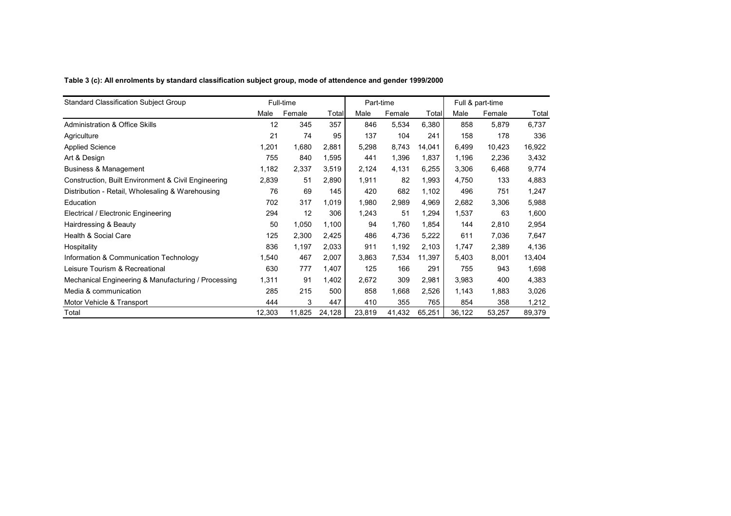**Table 3 (c): All enrolments by standard classification subject group, mode of attendence and gender 1999/2000**

| Standard Classification Subject Group | Full-time | | | Part-time | | | Full & part-time | | |
|---|---|---|---|---|---|---|---|---|---|
| | Male | Female | Total | Male | Female | Total | Male | Female | Total |
| Administration & Office Skills | 12 | 345 | 357 | 846 | 5,534 | 6,380 | 858 | 5,879 | 6,737 |
| Agriculture | 21 | 74 | 95 | 137 | 104 | 241 | 158 | 178 | 336 |
| Applied Science | 1,201 | 1,680 | 2,881 | 5,298 | 8,743 | 14,041 | 6,499 | 10,423 | 16,922 |
| Art & Design | 755 | 840 | 1,595 | 441 | 1,396 | 1,837 | 1,196 | 2,236 | 3,432 |
| Business & Management | 1,182 | 2,337 | 3,519 | 2,124 | 4,131 | 6,255 | 3,306 | 6,468 | 9,774 |
| Construction, Built Environment & Civil Engineering | 2,839 | 51 | 2,890 | 1,911 | 82 | 1,993 | 4,750 | 133 | 4,883 |
| Distribution - Retail, Wholesaling & Warehousing | 76 | 69 | 145 | 420 | 682 | 1,102 | 496 | 751 | 1,247 |
| Education | 702 | 317 | 1,019 | 1,980 | 2,989 | 4,969 | 2,682 | 3,306 | 5,988 |
| Electrical / Electronic Engineering | 294 | 12 | 306 | 1,243 | 51 | 1,294 | 1,537 | 63 | 1,600 |
| Hairdressing & Beauty | 50 | 1,050 | 1,100 | 94 | 1,760 | 1,854 | 144 | 2,810 | 2,954 |
| Health & Social Care | 125 | 2,300 | 2,425 | 486 | 4,736 | 5,222 | 611 | 7,036 | 7,647 |
| Hospitality | 836 | 1,197 | 2,033 | 911 | 1,192 | 2,103 | 1,747 | 2,389 | 4,136 |
| Information & Communication Technology | 1,540 | 467 | 2,007 | 3,863 | 7,534 | 11,397 | 5,403 | 8,001 | 13,404 |
| Leisure Tourism & Recreational | 630 | 777 | 1,407 | 125 | 166 | 291 | 755 | 943 | 1,698 |
| Mechanical Engineering & Manufacturing / Processing | 1,311 | 91 | 1,402 | 2,672 | 309 | 2,981 | 3,983 | 400 | 4,383 |
| Media & communication | 285 | 215 | 500 | 858 | 1,668 | 2,526 | 1,143 | 1,883 | 3,026 |
| Motor Vehicle & Transport | 444 | 3 | 447 | 410 | 355 | 765 | 854 | 358 | 1,212 |
| Total | 12,303 | 11,825 | 24,128 | 23,819 | 41,432 | 65,251 | 36,122 | 53,257 | 89,379 |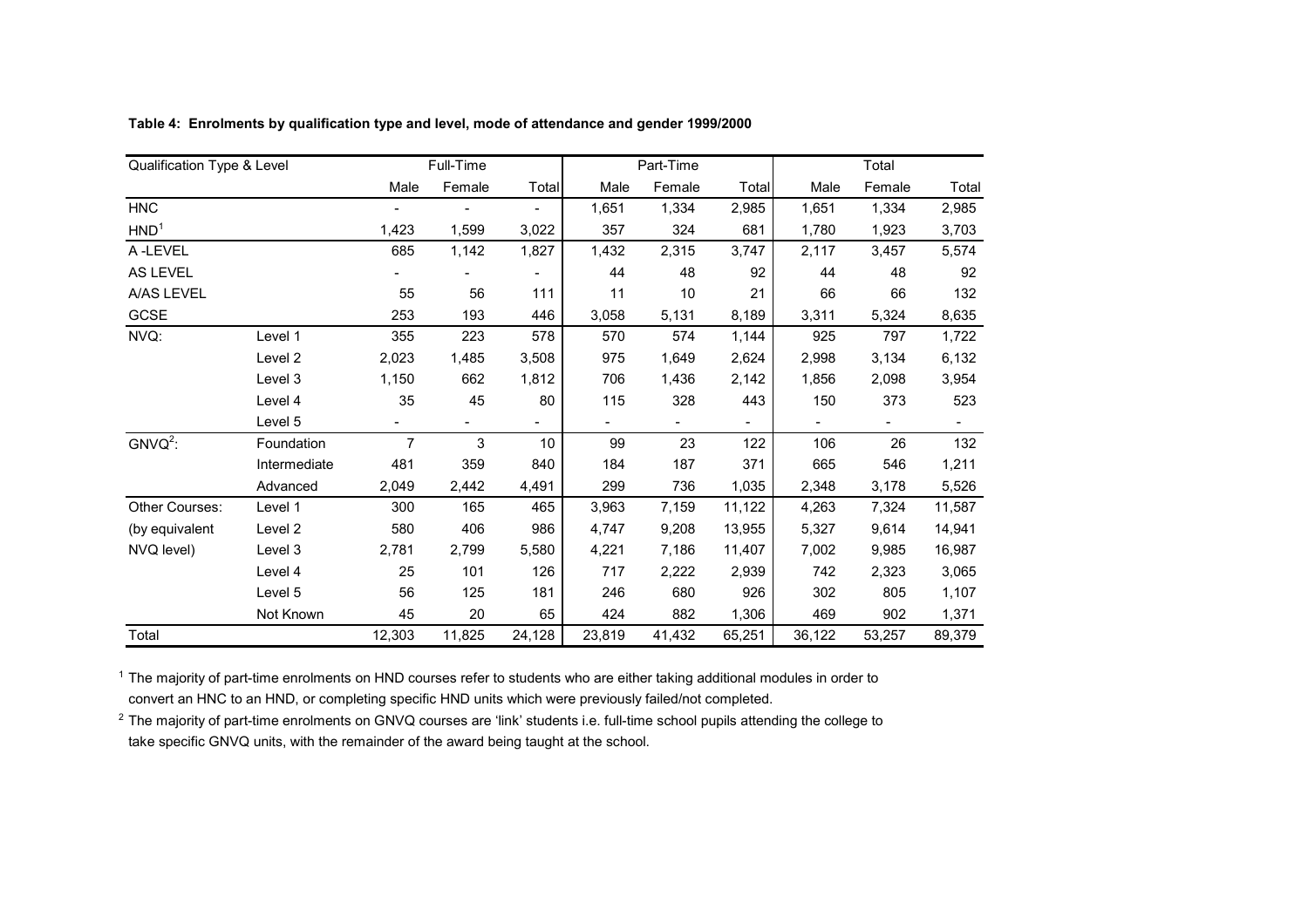**Table 4: Enrolments by qualification type and level, mode of attendance and gender 1999/2000**

| Qualification Type & Level | | Full-Time | | | Part-Time | | | Total | | |
|---|---|---|---|---|---|---|---|---|---|---|
| | | Male | Female | Total | Male | Female | Total | Male | Female | Total |
| HNC | | - | - | - | 1,651 | 1,334 | 2,985 | 1,651 | 1,334 | 2,985 |
| HND[1] | | 1,423 | 1,599 | 3,022 | 357 | 324 | 681 | 1,780 | 1,923 | 3,703 |
| A -LEVEL | | 685 | 1,142 | 1,827 | 1,432 | 2,315 | 3,747 | 2,117 | 3,457 | 5,574 |
| AS LEVEL | | - | - | - | 44 | 48 | 92 | 44 | 48 | 92 |
| A/AS LEVEL | | 55 | 56 | 111 | 11 | 10 | 21 | 66 | 66 | 132 |
| GCSE | | 253 | 193 | 446 | 3,058 | 5,131 | 8,189 | 3,311 | 5,324 | 8,635 |
| NVQ: | Level 1 | 355 | 223 | 578 | 570 | 574 | 1,144 | 925 | 797 | 1,722 |
| | Level 2 | 2,023 | 1,485 | 3,508 | 975 | 1,649 | 2,624 | 2,998 | 3,134 | 6,132 |
| | Level 3 | 1,150 | 662 | 1,812 | 706 | 1,436 | 2,142 | 1,856 | 2,098 | 3,954 |
| | Level 4 | 35 | 45 | 80 | 115 | 328 | 443 | 150 | 373 | 523 |
| | Level 5 | - | - | - | - | - | - | - | - | - |
| GNVQ[2]: | Foundation | 7 | 3 | 10 | 99 | 23 | 122 | 106 | 26 | 132 |
| | Intermediate | 481 | 359 | 840 | 184 | 187 | 371 | 665 | 546 | 1,211 |
| | Advanced | 2,049 | 2,442 | 4,491 | 299 | 736 | 1,035 | 2,348 | 3,178 | 5,526 |
| Other Courses: | Level 1 | 300 | 165 | 465 | 3,963 | 7,159 | 11,122 | 4,263 | 7,324 | 11,587 |
| (by equivalent | Level 2 | 580 | 406 | 986 | 4,747 | 9,208 | 13,955 | 5,327 | 9,614 | 14,941 |
| NVQ level) | Level 3 | 2,781 | 2,799 | 5,580 | 4,221 | 7,186 | 11,407 | 7,002 | 9,985 | 16,987 |
| | Level 4 | 25 | 101 | 126 | 717 | 2,222 | 2,939 | 742 | 2,323 | 3,065 |
| | Level 5 | 56 | 125 | 181 | 246 | 680 | 926 | 302 | 805 | 1,107 |
| | Not Known | 45 | 20 | 65 | 424 | 882 | 1,306 | 469 | 902 | 1,371 |
| Total | | 12,303 | 11,825 | 24,128 | 23,819 | 41,432 | 65,251 | 36,122 | 53,257 | 89,379 |

[1] The majority of part-time enrolments on HND courses refer to students who are either taking additional modules in order to convert an HNC to an HND, or completing specific HND units which were previously failed/not completed.

[2] The majority of part-time enrolments on GNVQ courses are 'link' students i.e. full-time school pupils attending the college to take specific GNVQ units, with the remainder of the award being taught at the school.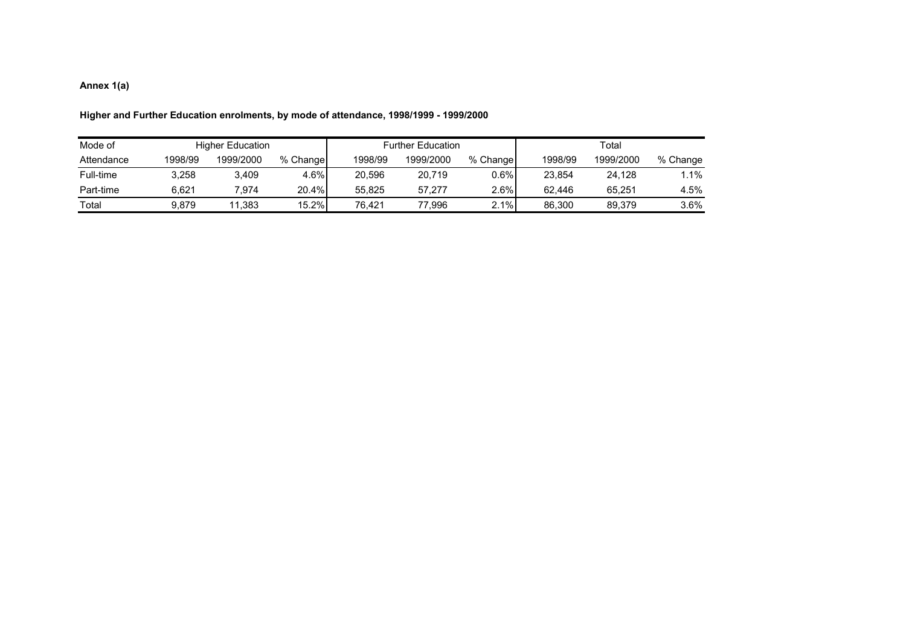**Annex 1(a)**

**Higher and Further Education enrolments, by mode of attendance, 1998/1999 - 1999/2000**

| Mode of | Higher Education | | | Further Education | | | Total | | |
|---|---|---|---|---|---|---|---|---|---|
| Attendance | 1998/99 | 1999/2000 | % Change | 1998/99 | 1999/2000 | % Change | 1998/99 | 1999/2000 | % Change |
| Full-time | 3,258 | 3,409 | 4.6% | 20,596 | 20,719 | 0.6% | 23,854 | 24,128 | 1.1% |
| Part-time | 6,621 | 7,974 | 20.4% | 55,825 | 57,277 | 2.6% | 62,446 | 65,251 | 4.5% |
| Total | 9,879 | 11,383 | 15.2% | 76,421 | 77,996 | 2.1% | 86,300 | 89,379 | 3.6% |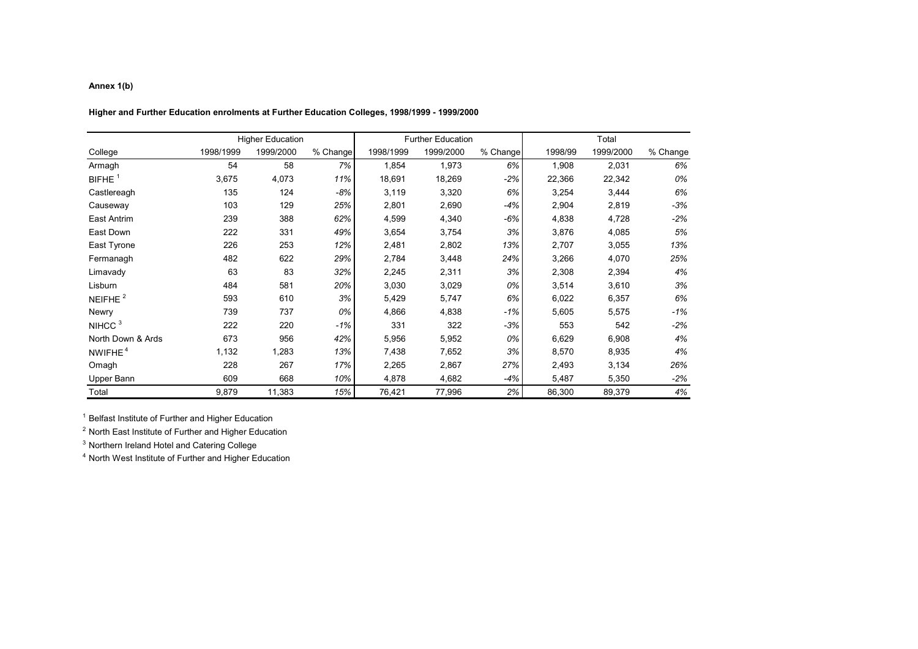**Annex 1(b)**

**Higher and Further Education enrolments at Further Education Colleges, 1998/1999 - 1999/2000**

| | Higher Education | | | Further Education | | | Total | | |
|---|---|---|---|---|---|---|---|---|---|
| College | 1998/1999 | 1999/2000 | % Change | 1998/1999 | 1999/2000 | % Change | 1998/99 | 1999/2000 | % Change |
| Armagh | 54 | 58 | *7%* | 1,854 | 1,973 | *6%* | 1,908 | 2,031 | *6%* |
| BIFHE [1] | 3,675 | 4,073 | *11%* | 18,691 | 18,269 | *-2%* | 22,366 | 22,342 | *0%* |
| Castlereagh | 135 | 124 | *-8%* | 3,119 | 3,320 | *6%* | 3,254 | 3,444 | *6%* |
| Causeway | 103 | 129 | *25%* | 2,801 | 2,690 | *-4%* | 2,904 | 2,819 | *-3%* |
| East Antrim | 239 | 388 | *62%* | 4,599 | 4,340 | *-6%* | 4,838 | 4,728 | *-2%* |
| East Down | 222 | 331 | *49%* | 3,654 | 3,754 | *3%* | 3,876 | 4,085 | *5%* |
| East Tyrone | 226 | 253 | *12%* | 2,481 | 2,802 | *13%* | 2,707 | 3,055 | *13%* |
| Fermanagh | 482 | 622 | *29%* | 2,784 | 3,448 | *24%* | 3,266 | 4,070 | *25%* |
| Limavady | 63 | 83 | *32%* | 2,245 | 2,311 | *3%* | 2,308 | 2,394 | *4%* |
| Lisburn | 484 | 581 | *20%* | 3,030 | 3,029 | *0%* | 3,514 | 3,610 | *3%* |
| NEIFHE [2] | 593 | 610 | *3%* | 5,429 | 5,747 | *6%* | 6,022 | 6,357 | *6%* |
| Newry | 739 | 737 | *0%* | 4,866 | 4,838 | *-1%* | 5,605 | 5,575 | *-1%* |
| NIHCC [3] | 222 | 220 | *-1%* | 331 | 322 | *-3%* | 553 | 542 | *-2%* |
| North Down & Ards | 673 | 956 | *42%* | 5,956 | 5,952 | *0%* | 6,629 | 6,908 | *4%* |
| NWIFHE [4] | 1,132 | 1,283 | *13%* | 7,438 | 7,652 | *3%* | 8,570 | 8,935 | *4%* |
| Omagh | 228 | 267 | *17%* | 2,265 | 2,867 | *27%* | 2,493 | 3,134 | *26%* |
| Upper Bann | 609 | 668 | *10%* | 4,878 | 4,682 | *-4%* | 5,487 | 5,350 | *-2%* |
| Total | 9,879 | 11,383 | *15%* | 76,421 | 77,996 | *2%* | 86,300 | 89,379 | *4%* |

[1] Belfast Institute of Further and Higher Education

[2] North East Institute of Further and Higher Education

[3] Northern Ireland Hotel and Catering College

[4] North West Institute of Further and Higher Education